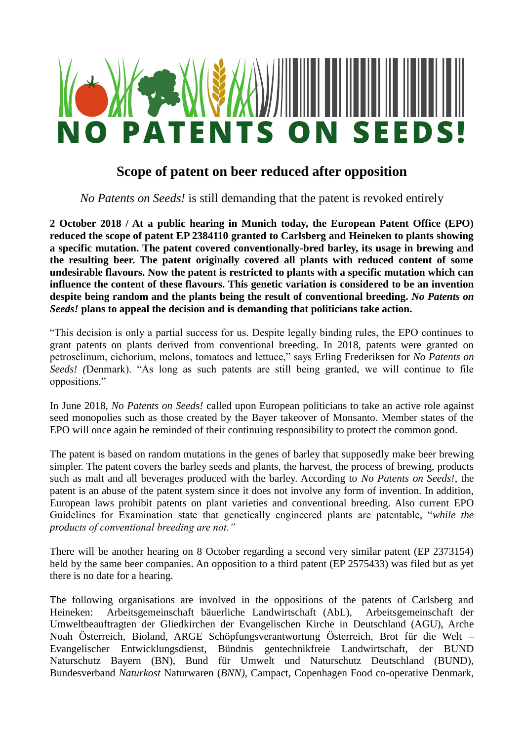# NO PATENTS ON SEEDS!

## Scope of patent on beer reduced after opposition

*No Patents on Seeds!* is still demanding that the patent is revoked entirely

**2 October 2018 / At a public hearing in Munich today, the European Patent Office (EPO) reduced the scope of patent EP 2384110 granted to Carlsberg and Heineken to plants showing a specific mutation. The patent covered conventionally-bred barley, its usage in brewing and the resulting beer. The patent originally covered all plants with reduced content of some undesirable flavours. Now the patent is restricted to plants with a specific mutation which can influence the content of these flavours. This genetic variation is considered to be an invention despite being random and the plants being the result of conventional breeding. *No Patents on Seeds!* plans to appeal the decision and is demanding that politicians take action.**

"This decision is only a partial success for us. Despite legally binding rules, the EPO continues to grant patents on plants derived from conventional breeding. In 2018, patents were granted on petroselinum, cichorium, melons, tomatoes and lettuce," says Erling Frederiksen for *No Patents on Seeds! (*Denmark). "As long as such patents are still being granted, we will continue to file oppositions."

In June 2018, *No Patents on Seeds!* called upon European politicians to take an active role against seed monopolies such as those created by the Bayer takeover of Monsanto. Member states of the EPO will once again be reminded of their continuing responsibility to protect the common good.

The patent is based on random mutations in the genes of barley that supposedly make beer brewing simpler. The patent covers the barley seeds and plants, the harvest, the process of brewing, products such as malt and all beverages produced with the barley. According to *No Patents on Seeds!*, the patent is an abuse of the patent system since it does not involve any form of invention. In addition, European laws prohibit patents on plant varieties and conventional breeding. Also current EPO Guidelines for Examination state that genetically engineered plants are patentable, "*while the products of conventional breeding are not."*

There will be another hearing on 8 October regarding a second very similar patent (EP 2373154) held by the same beer companies. An opposition to a third patent (EP 2575433) was filed but as yet there is no date for a hearing.

The following organisations are involved in the oppositions of the patents of Carlsberg and Heineken: Arbeitsgemeinschaft bäuerliche Landwirtschaft (AbL), Arbeitsgemeinschaft der Umweltbeauftragten der Gliedkirchen der Evangelischen Kirche in Deutschland (AGU), Arche Noah Österreich, Bioland, ARGE Schöpfungsverantwortung Österreich, Brot für die Welt – Evangelischer Entwicklungsdienst, Bündnis gentechnikfreie Landwirtschaft, der BUND Naturschutz Bayern (BN), Bund für Umwelt und Naturschutz Deutschland (BUND), Bundesverband *Naturkost* Naturwaren (*BNN),* Campact, Copenhagen Food co-operative Denmark,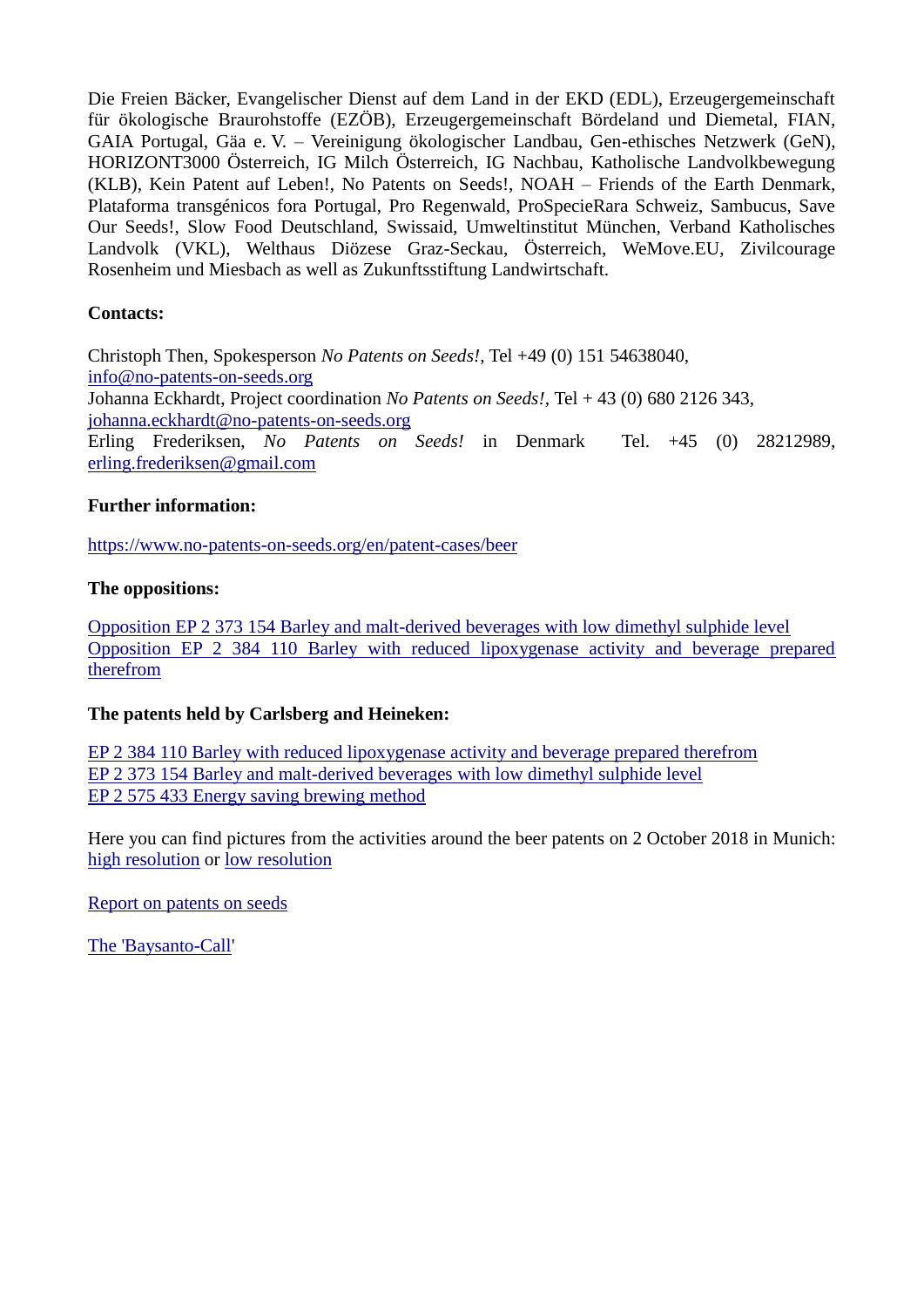Die Freien Bäcker, Evangelischer Dienst auf dem Land in der EKD (EDL), Erzeugergemeinschaft für ökologische Braurohstoffe (EZÖB), Erzeugergemeinschaft Bördeland und Diemetal, FIAN, GAIA Portugal, Gäa e. V. – Vereinigung ökologischer Landbau, Gen-ethisches Netzwerk (GeN), HORIZONT3000 Österreich, IG Milch Österreich, IG Nachbau, Katholische Landvolkbewegung (KLB), Kein Patent auf Leben!, No Patents on Seeds!, NOAH – Friends of the Earth Denmark, Plataforma transgénicos fora Portugal, Pro Regenwald, ProSpecieRara Schweiz, Sambucus, Save Our Seeds!, Slow Food Deutschland, Swissaid, Umweltinstitut München, Verband Katholisches Landvolk (VKL), Welthaus Diözese Graz-Seckau, Österreich, WeMove.EU, Zivilcourage Rosenheim und Miesbach as well as Zukunftsstiftung Landwirtschaft.

**Contacts:**

Christoph Then, Spokesperson *No Patents on Seeds!*, Tel +49 (0) 151 54638040, info@no-patents-on-seeds.org
Johanna Eckhardt, Project coordination *No Patents on Seeds!*, Tel + 43 (0) 680 2126 343, johanna.eckhardt@no-patents-on-seeds.org
Erling Frederiksen, *No Patents on Seeds!* in Denmark Tel. +45 (0) 28212989, erling.frederiksen@gmail.com

**Further information:**

https://www.no-patents-on-seeds.org/en/patent-cases/beer

**The oppositions:**

Opposition EP 2 373 154 Barley and malt-derived beverages with low dimethyl sulphide level
Opposition EP 2 384 110 Barley with reduced lipoxygenase activity and beverage prepared therefrom

**The patents held by Carlsberg and Heineken:**

EP 2 384 110 Barley with reduced lipoxygenase activity and beverage prepared therefrom
EP 2 373 154 Barley and malt-derived beverages with low dimethyl sulphide level
EP 2 575 433 Energy saving brewing method

Here you can find pictures from the activities around the beer patents on 2 October 2018 in Munich: high resolution or low resolution

Report on patents on seeds

The 'Baysanto-Call'